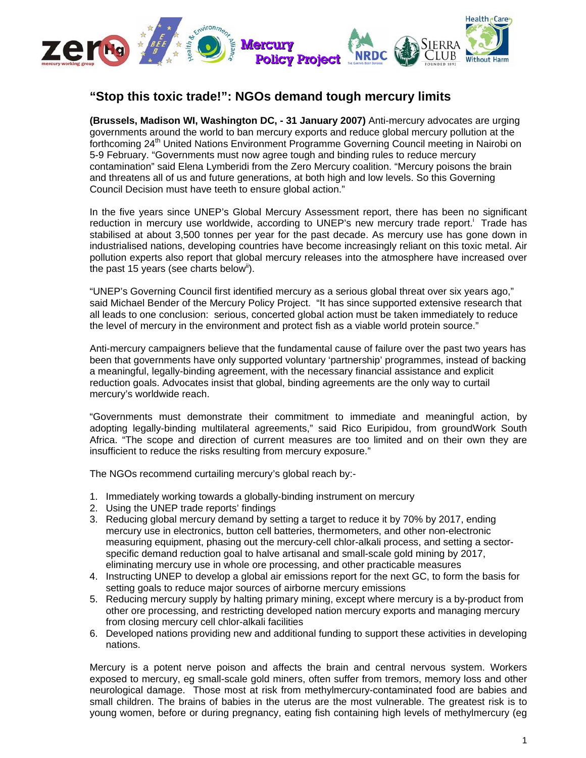# "Stop this toxic trade!": NGOs demand tough mercury limits

**(Brussels, Madison WI, Washington DC, - 31 January 2007)** Anti-mercury advocates are urging governments around the world to ban mercury exports and reduce global mercury pollution at the forthcoming 24th United Nations Environment Programme Governing Council meeting in Nairobi on 5-9 February. "Governments must now agree tough and binding rules to reduce mercury contamination" said Elena Lymberidi from the Zero Mercury coalition. "Mercury poisons the brain and threatens all of us and future generations, at both high and low levels. So this Governing Council Decision must have teeth to ensure global action."

In the five years since UNEP's Global Mercury Assessment report, there has been no significant reduction in mercury use worldwide, according to UNEP's new mercury trade report.[i] Trade has stabilised at about 3,500 tonnes per year for the past decade. As mercury use has gone down in industrialised nations, developing countries have become increasingly reliant on this toxic metal. Air pollution experts also report that global mercury releases into the atmosphere have increased over the past 15 years (see charts below[ii]).

"UNEP's Governing Council first identified mercury as a serious global threat over six years ago," said Michael Bender of the Mercury Policy Project. "It has since supported extensive research that all leads to one conclusion: serious, concerted global action must be taken immediately to reduce the level of mercury in the environment and protect fish as a viable world protein source."

Anti-mercury campaigners believe that the fundamental cause of failure over the past two years has been that governments have only supported voluntary 'partnership' programmes, instead of backing a meaningful, legally-binding agreement, with the necessary financial assistance and explicit reduction goals. Advocates insist that global, binding agreements are the only way to curtail mercury's worldwide reach.

"Governments must demonstrate their commitment to immediate and meaningful action, by adopting legally-binding multilateral agreements," said Rico Euripidou, from groundWork South Africa. "The scope and direction of current measures are too limited and on their own they are insufficient to reduce the risks resulting from mercury exposure."

The NGOs recommend curtailing mercury's global reach by:-

1. Immediately working towards a globally-binding instrument on mercury
2. Using the UNEP trade reports' findings
3. Reducing global mercury demand by setting a target to reduce it by 70% by 2017, ending mercury use in electronics, button cell batteries, thermometers, and other non-electronic measuring equipment, phasing out the mercury-cell chlor-alkali process, and setting a sector-specific demand reduction goal to halve artisanal and small-scale gold mining by 2017, eliminating mercury use in whole ore processing, and other practicable measures
4. Instructing UNEP to develop a global air emissions report for the next GC, to form the basis for setting goals to reduce major sources of airborne mercury emissions
5. Reducing mercury supply by halting primary mining, except where mercury is a by-product from other ore processing, and restricting developed nation mercury exports and managing mercury from closing mercury cell chlor-alkali facilities
6. Developed nations providing new and additional funding to support these activities in developing nations.

Mercury is a potent nerve poison and affects the brain and central nervous system. Workers exposed to mercury, eg small-scale gold miners, often suffer from tremors, memory loss and other neurological damage. Those most at risk from methylmercury-contaminated food are babies and small children. The brains of babies in the uterus are the most vulnerable. The greatest risk is to young women, before or during pregnancy, eating fish containing high levels of methylmercury (eg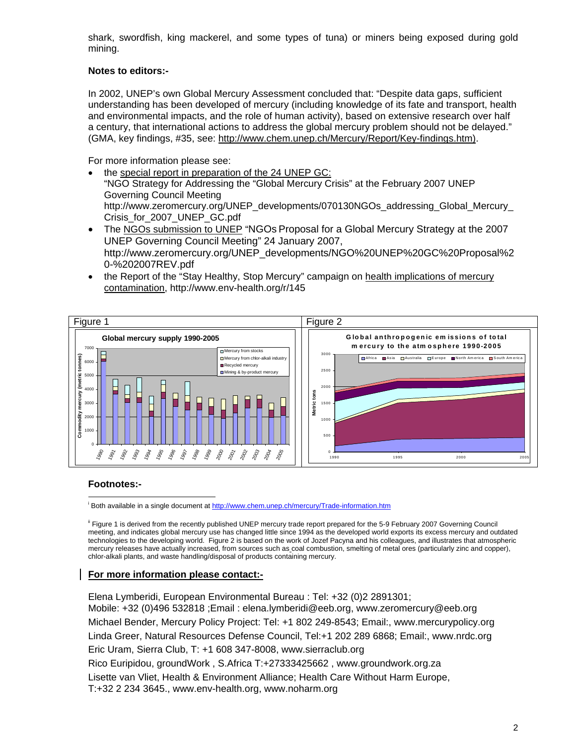shark, swordfish, king mackerel, and some types of tuna) or miners being exposed during gold mining.

**Notes to editors:-**

In 2002, UNEP's own Global Mercury Assessment concluded that: "Despite data gaps, sufficient understanding has been developed of mercury (including knowledge of its fate and transport, health and environmental impacts, and the role of human activity), based on extensive research over half a century, that international actions to address the global mercury problem should not be delayed." (GMA, key findings, #35, see: http://www.chem.unep.ch/Mercury/Report/Key-findings.htm).

For more information please see:

- the special report in preparation of the 24 UNEP GC: "NGO Strategy for Addressing the "Global Mercury Crisis" at the February 2007 UNEP Governing Council Meeting http://www.zeromercury.org/UNEP_developments/070130NGOs_addressing_Global_Mercury_Crisis_for_2007_UNEP_GC.pdf
- The NGOs submission to UNEP "NGOs Proposal for a Global Mercury Strategy at the 2007 UNEP Governing Council Meeting" 24 January 2007, http://www.zeromercury.org/UNEP_developments/NGO%20UNEP%20GC%20Proposal%20-%202007REV.pdf
- the Report of the "Stay Healthy, Stop Mercury" campaign on health implications of mercury contamination, http://www.env-health.org/r/145

Figure 1

Global mercury supply 1990-2005

Commodity mercury (metric tonnes)

0
1000
2000
3000
4000
5000
6000
7000

1990
1991
1992
1993
1994
1995
1996
1997
1998
1999
2000
2001
2002
2003
2004
2005

Mercury from stocks
Mercury from chlor-alkali industry
Recycled mercury
Mining & by-product mercury

Figure 2

Global anthropogenic emissions of total mercury to the atmosphere 1990-2005

Metric tons

0
500
1000
1500
2000
2500
3000

1990
1995
2000
2005

Africa
Asia
Australia
Europe
North America
South America

**Footnotes:-**

[i] Both available in a single document at http://www.chem.unep.ch/mercury/Trade-information.htm

[ii] Figure 1 is derived from the recently published UNEP mercury trade report prepared for the 5-9 February 2007 Governing Council meeting, and indicates global mercury use has changed little since 1994 as the developed world exports its excess mercury and outdated technologies to the developing world. Figure 2 is based on the work of Jozef Pacyna and his colleagues, and illustrates that atmospheric mercury releases have actually increased, from sources such as coal combustion, smelting of metal ores (particularly zinc and copper), chlor-alkali plants, and waste handling/disposal of products containing mercury.

**For more information please contact:-**

Elena Lymberidi, European Environmental Bureau : Tel: +32 (0)2 2891301;
Mobile: +32 (0)496 532818 ;Email : elena.lymberidi@eeb.org, www.zeromercury@eeb.org
Michael Bender, Mercury Policy Project: Tel: +1 802 249-8543; Email:, www.mercurypolicy.org
Linda Greer, Natural Resources Defense Council, Tel:+1 202 289 6868; Email:, www.nrdc.org
Eric Uram, Sierra Club, T: +1 608 347-8008, www.sierraclub.org
Rico Euripidou, groundWork , S.Africa T:+27333425662 , www.groundwork.org.za
Lisette van Vliet, Health & Environment Alliance; Health Care Without Harm Europe,
T:+32 2 234 3645., www.env-health.org, www.noharm.org